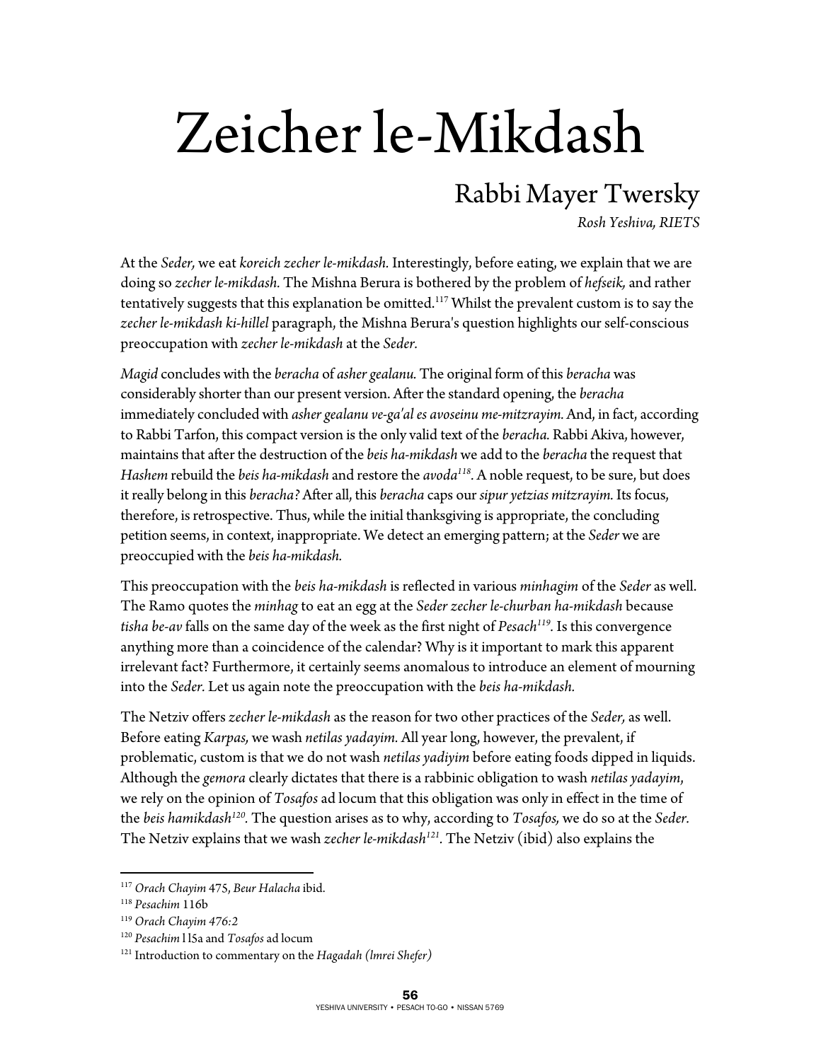# Zeicher le-Mikdash

## Rabbi Mayer Twersky

*Rosh Yeshiva, RIETS*

At the *Seder,* we eat *koreich zecher le-mikdash.* Interestingly, before eating, we explain that we are doing so *zecher le-mikdash.* The Mishna Berura is bothered by the problem of *hefseik,* and rather tentatively suggests that this explanation be omitted.[117] Whilst the prevalent custom is to say the *zecher le-mikdash ki-hillel* paragraph, the Mishna Berura's question highlights our self-conscious preoccupation with *zecher le-mikdash* at the *Seder.*

*Magid* concludes with the *beracha* of *asher gealanu.* The original form of this *beracha* was considerably shorter than our present version. After the standard opening, the *beracha* immediately concluded with *asher gealanu ve-ga'al es avoseinu me-mitzrayim.* And, in fact, according to Rabbi Tarfon, this compact version is the only valid text of the *beracha.* Rabbi Akiva, however, maintains that after the destruction of the *beis ha-mikdash* we add to the *beracha* the request that *Hashem* rebuild the *beis ha-mikdash* and restore the *avoda*[118]*.* A noble request, to be sure, but does it really belong in this *beracha?* After all, this *beracha* caps our *sipur yetzias mitzrayim.* Its focus, therefore, is retrospective. Thus, while the initial thanksgiving is appropriate, the concluding petition seems, in context, inappropriate. We detect an emerging pattern; at the *Seder* we are preoccupied with the *beis ha-mikdash.*

This preoccupation with the *beis ha-mikdash* is reflected in various *minhagim* of the *Seder* as well. The Ramo quotes the *minhag* to eat an egg at the *Seder zecher le-churban ha-mikdash* because *tisha be-av* falls on the same day of the week as the first night of *Pesach*[119]*.* Is this convergence anything more than a coincidence of the calendar? Why is it important to mark this apparent irrelevant fact? Furthermore, it certainly seems anomalous to introduce an element of mourning into the *Seder.* Let us again note the preoccupation with the *beis ha-mikdash.*

The Netziv offers *zecher le-mikdash* as the reason for two other practices of the *Seder,* as well. Before eating *Karpas,* we wash *netilas yadayim.* All year long, however, the prevalent, if problematic, custom is that we do not wash *netilas yadiyim* before eating foods dipped in liquids. Although the *gemora* clearly dictates that there is a rabbinic obligation to wash *netilas yadayim*, we rely on the opinion of *Tosafos* ad locum that this obligation was only in effect in the time of the *beis hamikdash*[120]*.* The question arises as to why, according to *Tosafos,* we do so at the *Seder.* The Netziv explains that we wash *zecher le-mikdash*[121]*.* The Netziv (ibid) also explains the

---

[117] *Orach Chayim* 475, *Beur Halacha* ibid.

[118] *Pesachim* 116b

[119] *Orach Chayim 476:2*

[120] *Pesachim* 115a and *Tosafos* ad locum

[121] Introduction to commentary on the *Hagadah (Imrei Shefer)*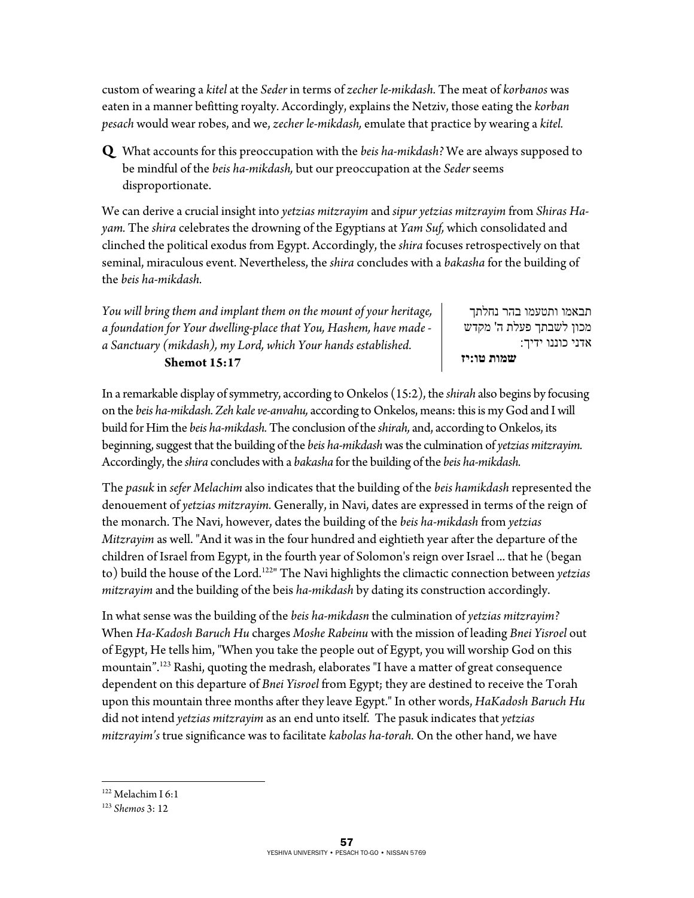custom of wearing a *kitel* at the *Seder* in terms of *zecher le-mikdash.* The meat of *korbanos* was eaten in a manner befitting royalty. Accordingly, explains the Netziv, those eating the *korban pesach* would wear robes, and we, *zecher le-mikdash,* emulate that practice by wearing a *kitel.*

**Q** What accounts for this preoccupation with the *beis ha-mikdash?* We are always supposed to be mindful of the *beis ha-mikdash,* but our preoccupation at the *Seder* seems disproportionate.

We can derive a crucial insight into *yetzias mitzrayim* and *sipur yetzias mitzrayim* from *Shiras Ha-yam.* The *shira* celebrates the drowning of the Egyptians at *Yam Suf,* which consolidated and clinched the political exodus from Egypt. Accordingly, the *shira* focuses retrospectively on that seminal, miraculous event. Nevertheless, the *shira* concludes with a *bakasha* for the building of the *beis ha-mikdash.*

| | |
|---|---|
| *You will bring them and implant them on the mount of your heritage, a foundation for Your dwelling-place that You, Hashem, have made - a Sanctuary (mikdash), my Lord, which Your hands established.* **Shemot 15:17** | תבאמו ותטעמו בהר נחלתך מכון לשבתך פעלת ה' מקדש אדני כוננו ידיך: **שמות טו:יז** |

In a remarkable display of symmetry, according to Onkelos (15:2), the *shirah* also begins by focusing on the *beis ha-mikdash. Zeh kale ve-anvahu,* according to Onkelos, means: this is my God and I will build for Him the *beis ha-mikdash.* The conclusion of the *shirah,* and, according to Onkelos, its beginning, suggest that the building of the *beis ha-mikdash* was the culmination of *yetzias mitzrayim.* Accordingly, the *shira* concludes with a *bakasha* for the building of the *beis ha-mikdash.*

The *pasuk* in *sefer Melachim* also indicates that the building of the *beis hamikdash* represented the denouement of *yetzias mitzrayim.* Generally, in Navi, dates are expressed in terms of the reign of the monarch. The Navi, however, dates the building of the *beis ha-mikdash* from *yetzias Mitzrayim* as well. "And it was in the four hundred and eightieth year after the departure of the children of Israel from Egypt, in the fourth year of Solomon's reign over Israel ... that he (began to) build the house of the Lord.[122]" The Navi highlights the climactic connection between *yetzias mitzrayim* and the building of the beis *ha-mikdash* by dating its construction accordingly.

In what sense was the building of the *beis ha-mikdasn* the culmination of *yetzias mitzrayim?* When *Ha-Kadosh Baruch Hu* charges *Moshe Rabeinu* with the mission of leading *Bnei Yisroel* out of Egypt, He tells him, "When you take the people out of Egypt, you will worship God on this mountain".[123] Rashi, quoting the medrash, elaborates "I have a matter of great consequence dependent on this departure of *Bnei Yisroel* from Egypt; they are destined to receive the Torah upon this mountain three months after they leave Egypt." In other words, *HaKadosh Baruch Hu* did not intend *yetzias mitzrayim* as an end unto itself. The pasuk indicates that *yetzias mitzrayim's* true significance was to facilitate *kabolas ha-torah.* On the other hand, we have

[122] Melachim I 6:1

[123] *Shemos* 3: 12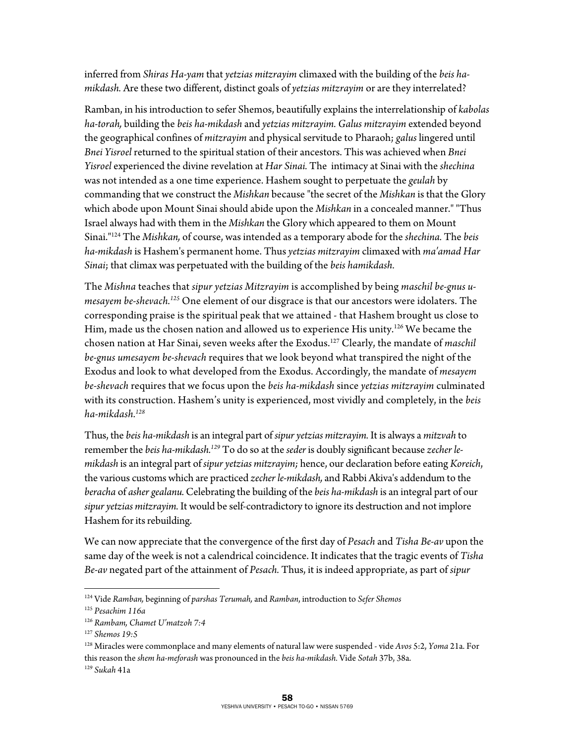inferred from *Shiras Ha-yam* that *yetzias mitzrayim* climaxed with the building of the *beis ha-mikdash.* Are these two different, distinct goals of *yetzias mitzrayim* or are they interrelated?

Ramban, in his introduction to sefer Shemos, beautifully explains the interrelationship of *kabolas ha-torah,* building the *beis ha-mikdash* and *yetzias mitzrayim. Galus mitzrayim* extended beyond the geographical confines of *mitzrayim* and physical servitude to Pharaoh; *galus* lingered until *Bnei Yisroel* returned to the spiritual station of their ancestors. This was achieved when *Bnei Yisroel* experienced the divine revelation at *Har Sinai.* The intimacy at Sinai with the *shechina* was not intended as a one time experience. Hashem sought to perpetuate the *geulah* by commanding that we construct the *Mishkan* because "the secret of the *Mishkan* is that the Glory which abode upon Mount Sinai should abide upon the *Mishkan* in a concealed manner." "Thus Israel always had with them in the *Mishkan* the Glory which appeared to them on Mount Sinai."[124] The *Mishkan,* of course, was intended as a temporary abode for the *shechina.* The *beis ha-mikdash* is Hashem's permanent home. Thus *yetzias mitzrayim* climaxed with *ma'amad Har Sinai*; that climax was perpetuated with the building of the *beis hamikdash.*

The *Mishna* teaches that *sipur yetzias Mitzrayim* is accomplished by being *maschil be-gnus u-mesayem be-shevach.*[125] One element of our disgrace is that our ancestors were idolaters. The corresponding praise is the spiritual peak that we attained - that Hashem brought us close to Him, made us the chosen nation and allowed us to experience His unity.[126] We became the chosen nation at Har Sinai, seven weeks after the Exodus.[127] Clearly, the mandate of *maschil be-gnus umesayem be-shevach* requires that we look beyond what transpired the night of the Exodus and look to what developed from the Exodus. Accordingly, the mandate of *mesayem be-shevach* requires that we focus upon the *beis ha-mikdash* since *yetzias mitzrayim* culminated with its construction. Hashem's unity is experienced, most vividly and completely, in the *beis ha-mikdash.*[128]

Thus, the *beis ha-mikdash* is an integral part of *sipur yetzias mitzrayim.* It is always a *mitzvah* to remember the *beis ha-mikdash.*[129] To do so at the *seder* is doubly significant because *zecher le-mikdash* is an integral part of *sipur yetzias mitzrayim;* hence, our declaration before eating *Koreich*, the various customs which are practiced *zecher le-mikdash,* and Rabbi Akiva's addendum to the *beracha* of *asher gealanu.* Celebrating the building of the *beis ha-mikdash* is an integral part of our *sipur yetzias mitzrayim.* It would be self-contradictory to ignore its destruction and not implore Hashem for its rebuilding.

We can now appreciate that the convergence of the first day of *Pesach* and *Tisha Be-av* upon the same day of the week is not a calendrical coincidence. It indicates that the tragic events of *Tisha Be-av* negated part of the attainment of *Pesach.* Thus, it is indeed appropriate, as part of *sipur*

---

[124] Vide *Ramban,* beginning of *parshas Terumah,* and *Ramban*, introduction to *Sefer Shemos*

[125] *Pesachim 116a*

[126] *Rambam, Chamet U'matzoh 7:4*

[127] *Shemos 19:5*

[128] Miracles were commonplace and many elements of natural law were suspended - vide *Avos* 5:2, *Yoma* 21a. For this reason the *shem ha-meforash* was pronounced in the *beis ha-mikdash.* Vide *Sotah* 37b, 38a.

[129] *Sukah* 41a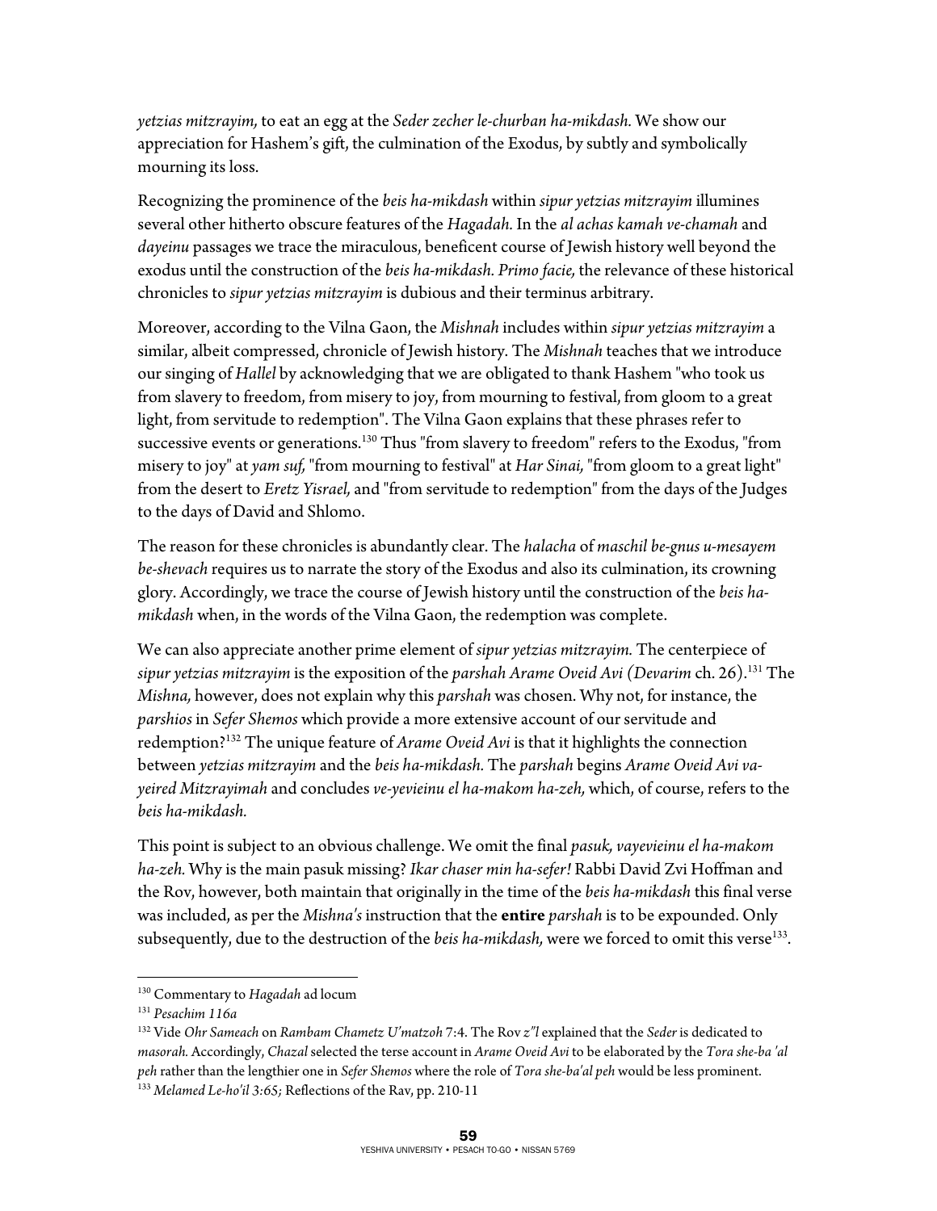*yetzias mitzrayim,* to eat an egg at the *Seder zecher le-churban ha-mikdash.* We show our appreciation for Hashem's gift, the culmination of the Exodus, by subtly and symbolically mourning its loss.

Recognizing the prominence of the *beis ha-mikdash* within *sipur yetzias mitzrayim* illumines several other hitherto obscure features of the *Hagadah.* In the *al achas kamah ve-chamah* and *dayeinu* passages we trace the miraculous, beneficent course of Jewish history well beyond the exodus until the construction of the *beis ha-mikdash. Primo facie,* the relevance of these historical chronicles to *sipur yetzias mitzrayim* is dubious and their terminus arbitrary.

Moreover, according to the Vilna Gaon, the *Mishnah* includes within *sipur yetzias mitzrayim* a similar, albeit compressed, chronicle of Jewish history. The *Mishnah* teaches that we introduce our singing of *Hallel* by acknowledging that we are obligated to thank Hashem "who took us from slavery to freedom, from misery to joy, from mourning to festival, from gloom to a great light, from servitude to redemption". The Vilna Gaon explains that these phrases refer to successive events or generations.[130] Thus "from slavery to freedom" refers to the Exodus, "from misery to joy" at *yam suf,* "from mourning to festival" at *Har Sinai,* "from gloom to a great light" from the desert to *Eretz Yisrael,* and "from servitude to redemption" from the days of the Judges to the days of David and Shlomo.

The reason for these chronicles is abundantly clear. The *halacha* of *maschil be-gnus u-mesayem be-shevach* requires us to narrate the story of the Exodus and also its culmination, its crowning glory. Accordingly, we trace the course of Jewish history until the construction of the *beis ha-mikdash* when, in the words of the Vilna Gaon, the redemption was complete.

We can also appreciate another prime element of *sipur yetzias mitzrayim.* The centerpiece of *sipur yetzias mitzrayim* is the exposition of the *parshah Arame Oveid Avi (Devarim* ch. 26).[131] The *Mishna,* however, does not explain why this *parshah* was chosen. Why not, for instance, the *parshios* in *Sefer Shemos* which provide a more extensive account of our servitude and redemption?[132] The unique feature of *Arame Oveid Avi* is that it highlights the connection between *yetzias mitzrayim* and the *beis ha-mikdash.* The *parshah* begins *Arame Oveid Avi va-yeired Mitzrayimah* and concludes *ve-yevieinu el ha-makom ha-zeh,* which, of course, refers to the *beis ha-mikdash.*

This point is subject to an obvious challenge. We omit the final *pasuk, vayevieinu el ha-makom ha-zeh.* Why is the main pasuk missing? *Ikar chaser min ha-sefer!* Rabbi David Zvi Hoffman and the Rov, however, both maintain that originally in the time of the *beis ha-mikdash* this final verse was included, as per the *Mishna's* instruction that the **entire** *parshah* is to be expounded. Only subsequently, due to the destruction of the *beis ha-mikdash,* were we forced to omit this verse[133].

---

[130] Commentary to *Hagadah* ad locum

[131] *Pesachim 116a*

[132] Vide *Ohr Sameach* on *Rambam Chametz U'matzoh* 7:4. The Rov *z"l* explained that the *Seder* is dedicated to *masorah.* Accordingly, *Chazal* selected the terse account in *Arame Oveid Avi* to be elaborated by the *Tora she-ba 'al peh* rather than the lengthier one in *Sefer Shemos* where the role of *Tora she-ba'al peh* would be less prominent.

[133] *Melamed Le-ho'il 3:65;* Reflections of the Rav, pp. 210-11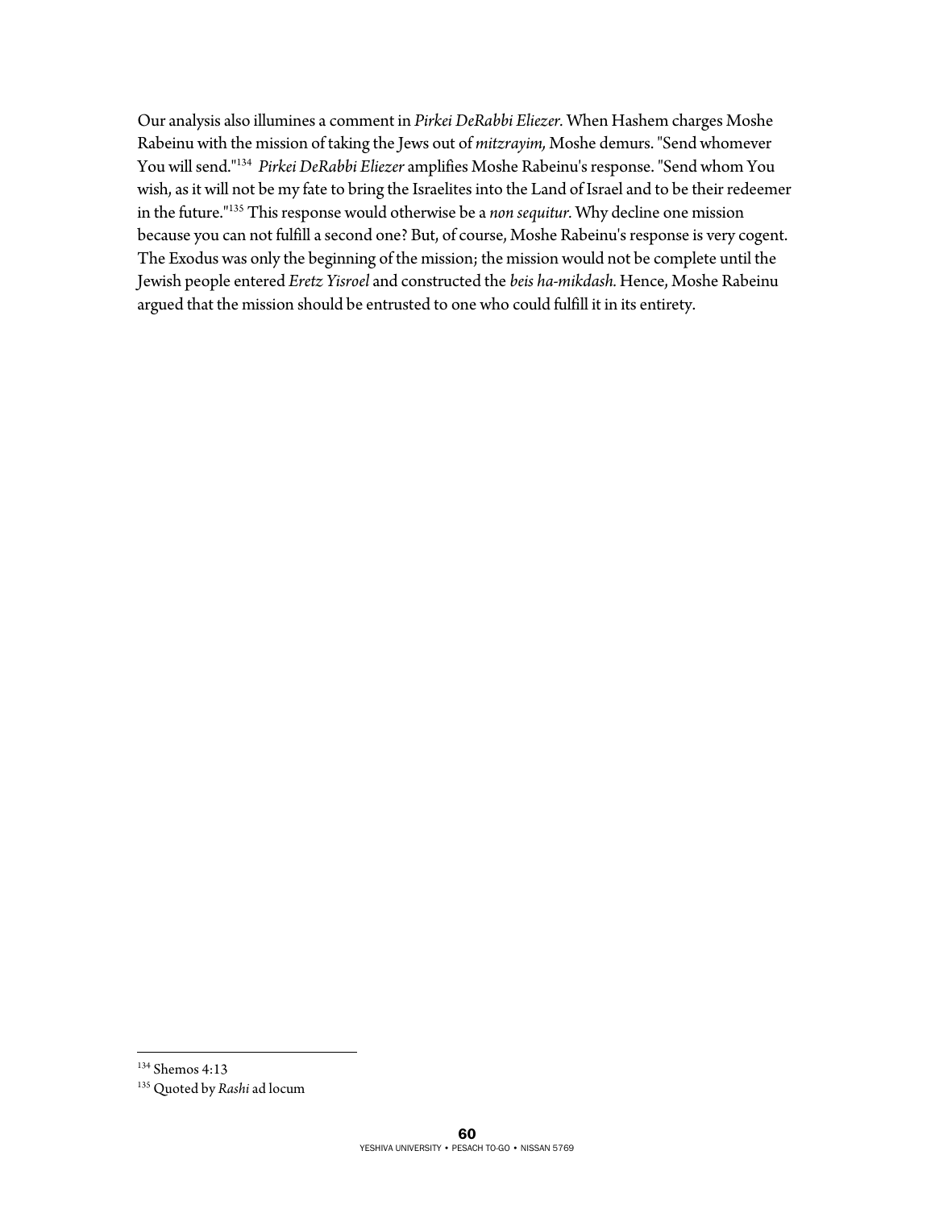Our analysis also illumines a comment in *Pirkei DeRabbi Eliezer.* When Hashem charges Moshe Rabeinu with the mission of taking the Jews out of *mitzrayim,* Moshe demurs. "Send whomever You will send."[134] *Pirkei DeRabbi Eliezer* amplifies Moshe Rabeinu's response. "Send whom You wish, as it will not be my fate to bring the Israelites into the Land of Israel and to be their redeemer in the future."[135] This response would otherwise be a *non sequitur.* Why decline one mission because you can not fulfill a second one? But, of course, Moshe Rabeinu's response is very cogent. The Exodus was only the beginning of the mission; the mission would not be complete until the Jewish people entered *Eretz Yisroel* and constructed the *beis ha-mikdash.* Hence, Moshe Rabeinu argued that the mission should be entrusted to one who could fulfill it in its entirety.

---

[134] Shemos 4:13

[135] Quoted by *Rashi* ad locum